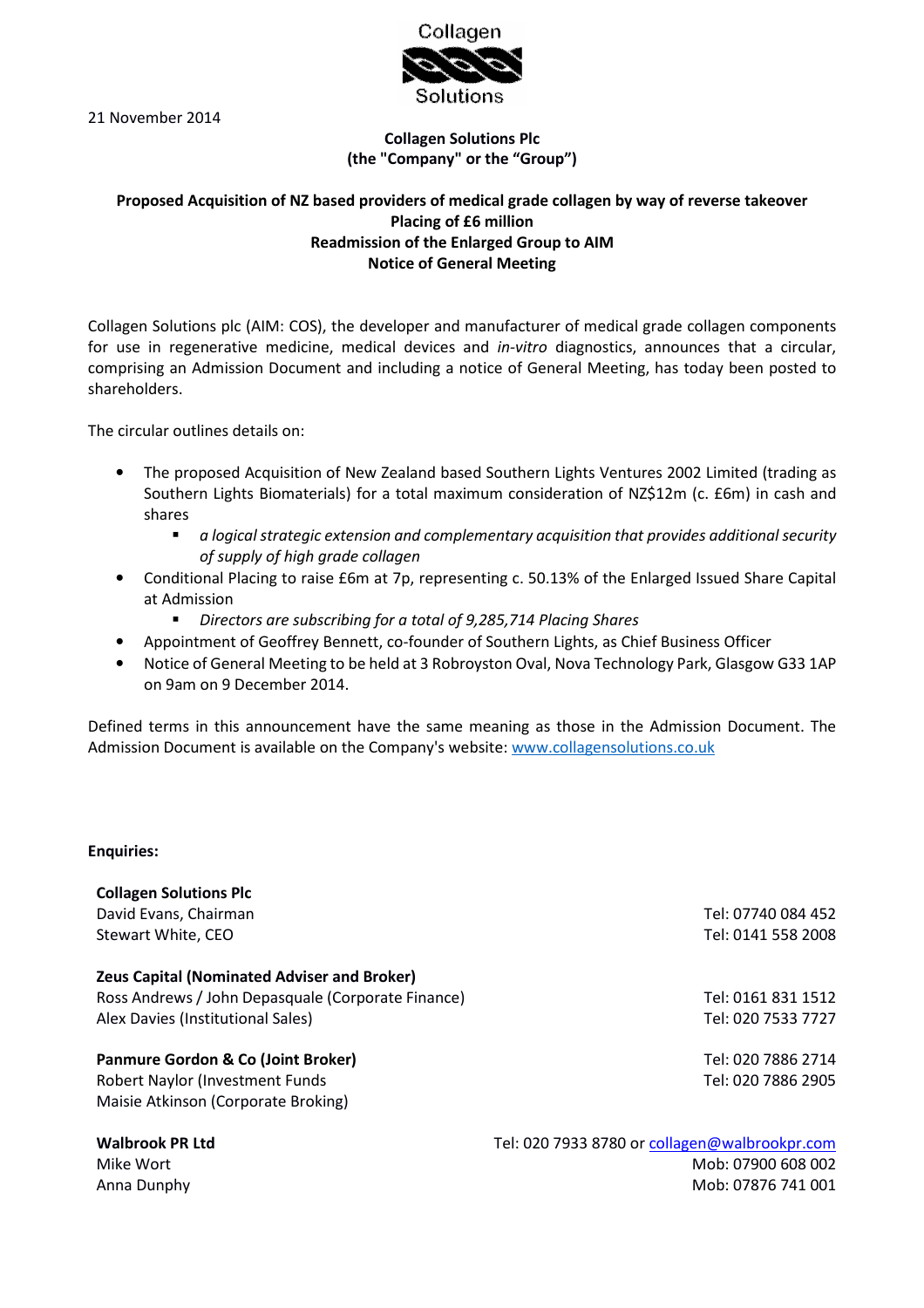Collagen Solutions

21 November 2014

**Collagen Solutions Plc**
**(the "Company" or the "Group")**

**Proposed Acquisition of NZ based providers of medical grade collagen by way of reverse takeover**
**Placing of £6 million**
**Readmission of the Enlarged Group to AIM**
**Notice of General Meeting**

Collagen Solutions plc (AIM: COS), the developer and manufacturer of medical grade collagen components for use in regenerative medicine, medical devices and *in-vitro* diagnostics, announces that a circular, comprising an Admission Document and including a notice of General Meeting, has today been posted to shareholders.

The circular outlines details on:

- The proposed Acquisition of New Zealand based Southern Lights Ventures 2002 Limited (trading as Southern Lights Biomaterials) for a total maximum consideration of NZ$12m (c. £6m) in cash and shares
  - *a logical strategic extension and complementary acquisition that provides additional security of supply of high grade collagen*
- Conditional Placing to raise £6m at 7p, representing c. 50.13% of the Enlarged Issued Share Capital at Admission
  - *Directors are subscribing for a total of 9,285,714 Placing Shares*
- Appointment of Geoffrey Bennett, co-founder of Southern Lights, as Chief Business Officer
- Notice of General Meeting to be held at 3 Robroyston Oval, Nova Technology Park, Glasgow G33 1AP on 9am on 9 December 2014.

Defined terms in this announcement have the same meaning as those in the Admission Document. The Admission Document is available on the Company's website: www.collagensolutions.co.uk

**Enquiries:**

**Collagen Solutions Plc**
David Evans, Chairman — Tel: 07740 084 452
Stewart White, CEO — Tel: 0141 558 2008

**Zeus Capital (Nominated Adviser and Broker)**
Ross Andrews / John Depasquale (Corporate Finance) — Tel: 0161 831 1512
Alex Davies (Institutional Sales) — Tel: 020 7533 7727

**Panmure Gordon & Co (Joint Broker)** — Tel: 020 7886 2714
Robert Naylor (Investment Funds — Tel: 020 7886 2905
Maisie Atkinson (Corporate Broking)

**Walbrook PR Ltd** — Tel: 020 7933 8780 or collagen@walbrookpr.com
Mike Wort — Mob: 07900 608 002
Anna Dunphy — Mob: 07876 741 001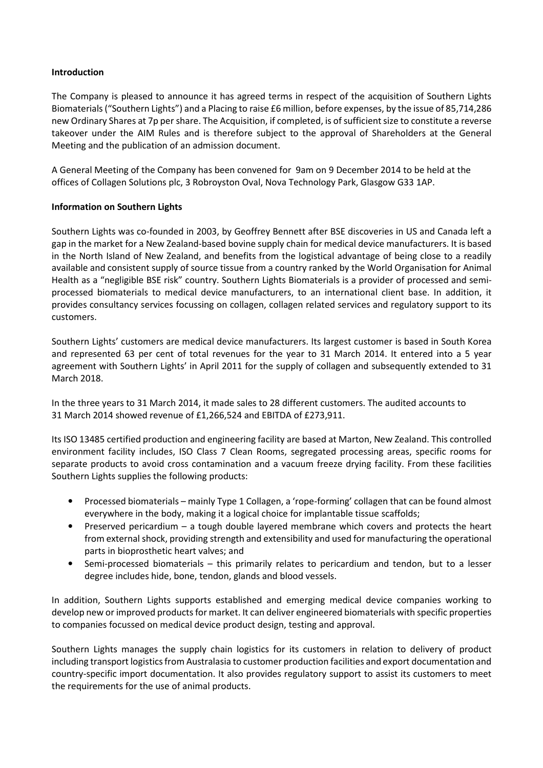**Introduction**

The Company is pleased to announce it has agreed terms in respect of the acquisition of Southern Lights Biomaterials ("Southern Lights") and a Placing to raise £6 million, before expenses, by the issue of 85,714,286 new Ordinary Shares at 7p per share. The Acquisition, if completed, is of sufficient size to constitute a reverse takeover under the AIM Rules and is therefore subject to the approval of Shareholders at the General Meeting and the publication of an admission document.

A General Meeting of the Company has been convened for 9am on 9 December 2014 to be held at the offices of Collagen Solutions plc, 3 Robroyston Oval, Nova Technology Park, Glasgow G33 1AP.

**Information on Southern Lights**

Southern Lights was co-founded in 2003, by Geoffrey Bennett after BSE discoveries in US and Canada left a gap in the market for a New Zealand-based bovine supply chain for medical device manufacturers. It is based in the North Island of New Zealand, and benefits from the logistical advantage of being close to a readily available and consistent supply of source tissue from a country ranked by the World Organisation for Animal Health as a "negligible BSE risk" country. Southern Lights Biomaterials is a provider of processed and semi-processed biomaterials to medical device manufacturers, to an international client base. In addition, it provides consultancy services focussing on collagen, collagen related services and regulatory support to its customers.

Southern Lights' customers are medical device manufacturers. Its largest customer is based in South Korea and represented 63 per cent of total revenues for the year to 31 March 2014. It entered into a 5 year agreement with Southern Lights' in April 2011 for the supply of collagen and subsequently extended to 31 March 2018.

In the three years to 31 March 2014, it made sales to 28 different customers. The audited accounts to 31 March 2014 showed revenue of £1,266,524 and EBITDA of £273,911.

Its ISO 13485 certified production and engineering facility are based at Marton, New Zealand. This controlled environment facility includes, ISO Class 7 Clean Rooms, segregated processing areas, specific rooms for separate products to avoid cross contamination and a vacuum freeze drying facility. From these facilities Southern Lights supplies the following products:

- Processed biomaterials – mainly Type 1 Collagen, a 'rope-forming' collagen that can be found almost everywhere in the body, making it a logical choice for implantable tissue scaffolds;
- Preserved pericardium – a tough double layered membrane which covers and protects the heart from external shock, providing strength and extensibility and used for manufacturing the operational parts in bioprosthetic heart valves; and
- Semi-processed biomaterials – this primarily relates to pericardium and tendon, but to a lesser degree includes hide, bone, tendon, glands and blood vessels.

In addition, Southern Lights supports established and emerging medical device companies working to develop new or improved products for market. It can deliver engineered biomaterials with specific properties to companies focussed on medical device product design, testing and approval.

Southern Lights manages the supply chain logistics for its customers in relation to delivery of product including transport logistics from Australasia to customer production facilities and export documentation and country-specific import documentation. It also provides regulatory support to assist its customers to meet the requirements for the use of animal products.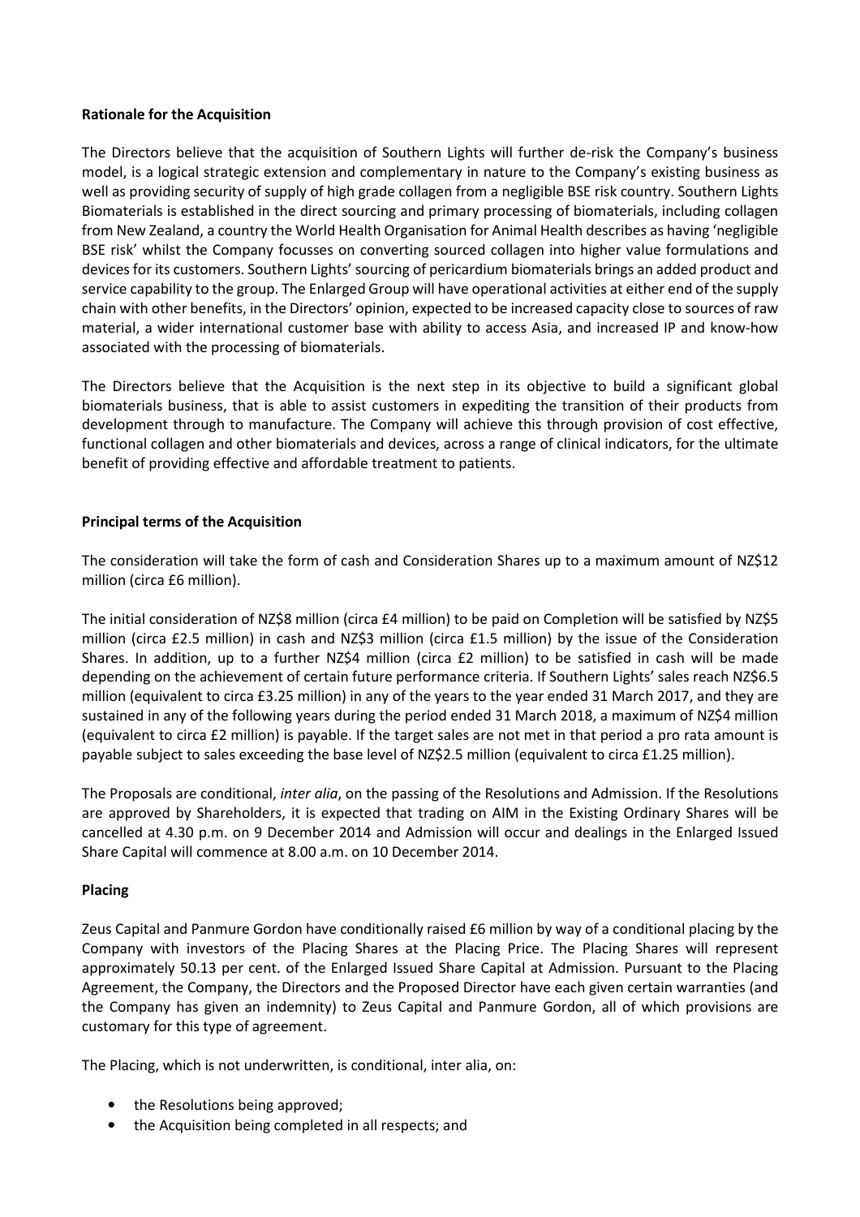**Rationale for the Acquisition**

The Directors believe that the acquisition of Southern Lights will further de-risk the Company's business model, is a logical strategic extension and complementary in nature to the Company's existing business as well as providing security of supply of high grade collagen from a negligible BSE risk country. Southern Lights Biomaterials is established in the direct sourcing and primary processing of biomaterials, including collagen from New Zealand, a country the World Health Organisation for Animal Health describes as having 'negligible BSE risk' whilst the Company focusses on converting sourced collagen into higher value formulations and devices for its customers. Southern Lights' sourcing of pericardium biomaterials brings an added product and service capability to the group. The Enlarged Group will have operational activities at either end of the supply chain with other benefits, in the Directors' opinion, expected to be increased capacity close to sources of raw material, a wider international customer base with ability to access Asia, and increased IP and know-how associated with the processing of biomaterials.

The Directors believe that the Acquisition is the next step in its objective to build a significant global biomaterials business, that is able to assist customers in expediting the transition of their products from development through to manufacture. The Company will achieve this through provision of cost effective, functional collagen and other biomaterials and devices, across a range of clinical indicators, for the ultimate benefit of providing effective and affordable treatment to patients.

**Principal terms of the Acquisition**

The consideration will take the form of cash and Consideration Shares up to a maximum amount of NZ$12 million (circa £6 million).

The initial consideration of NZ$8 million (circa £4 million) to be paid on Completion will be satisfied by NZ$5 million (circa £2.5 million) in cash and NZ$3 million (circa £1.5 million) by the issue of the Consideration Shares. In addition, up to a further NZ$4 million (circa £2 million) to be satisfied in cash will be made depending on the achievement of certain future performance criteria. If Southern Lights' sales reach NZ$6.5 million (equivalent to circa £3.25 million) in any of the years to the year ended 31 March 2017, and they are sustained in any of the following years during the period ended 31 March 2018, a maximum of NZ$4 million (equivalent to circa £2 million) is payable. If the target sales are not met in that period a pro rata amount is payable subject to sales exceeding the base level of NZ$2.5 million (equivalent to circa £1.25 million).

The Proposals are conditional, *inter alia*, on the passing of the Resolutions and Admission. If the Resolutions are approved by Shareholders, it is expected that trading on AIM in the Existing Ordinary Shares will be cancelled at 4.30 p.m. on 9 December 2014 and Admission will occur and dealings in the Enlarged Issued Share Capital will commence at 8.00 a.m. on 10 December 2014.

**Placing**

Zeus Capital and Panmure Gordon have conditionally raised £6 million by way of a conditional placing by the Company with investors of the Placing Shares at the Placing Price. The Placing Shares will represent approximately 50.13 per cent. of the Enlarged Issued Share Capital at Admission. Pursuant to the Placing Agreement, the Company, the Directors and the Proposed Director have each given certain warranties (and the Company has given an indemnity) to Zeus Capital and Panmure Gordon, all of which provisions are customary for this type of agreement.

The Placing, which is not underwritten, is conditional, inter alia, on:

- the Resolutions being approved;
- the Acquisition being completed in all respects; and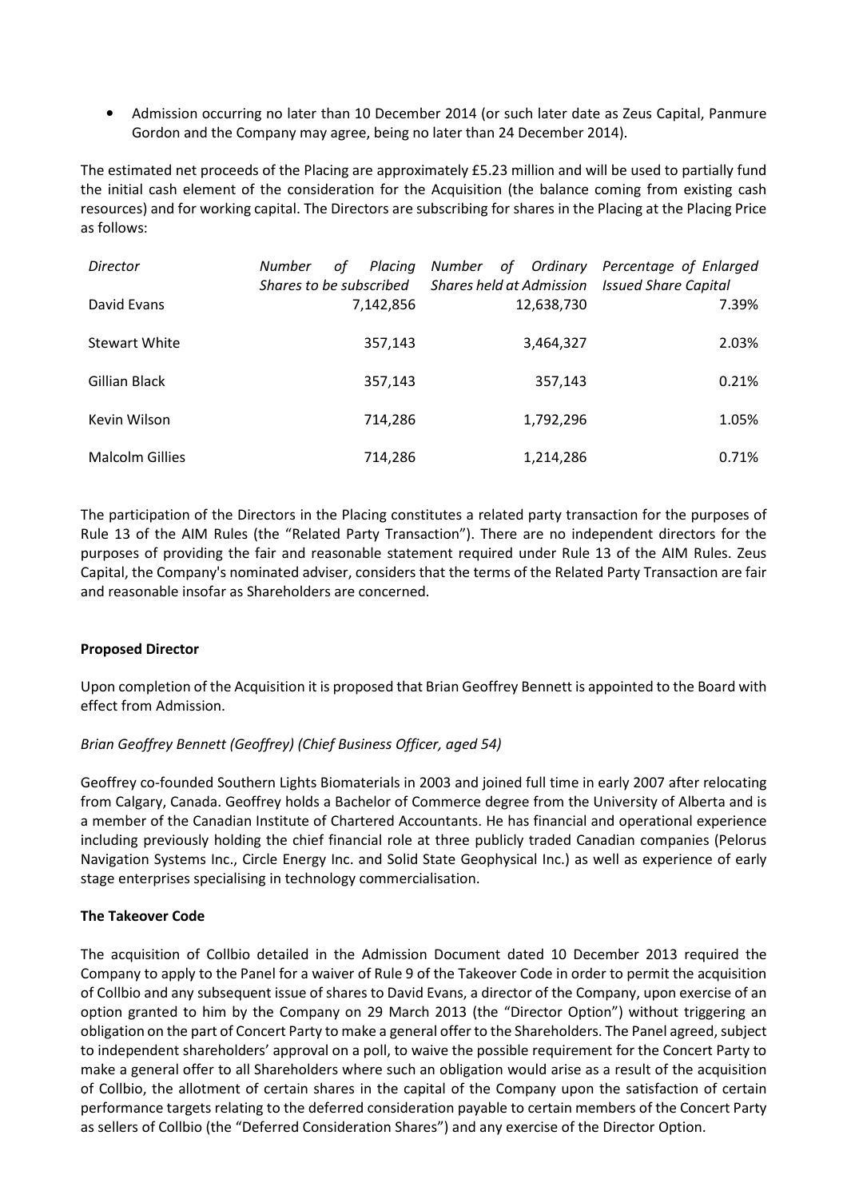- Admission occurring no later than 10 December 2014 (or such later date as Zeus Capital, Panmure Gordon and the Company may agree, being no later than 24 December 2014).

The estimated net proceeds of the Placing are approximately £5.23 million and will be used to partially fund the initial cash element of the consideration for the Acquisition (the balance coming from existing cash resources) and for working capital. The Directors are subscribing for shares in the Placing at the Placing Price as follows:

| *Director* | *Number of Placing Shares to be subscribed* | *Number of Ordinary Shares held at Admission* | *Percentage of Enlarged Issued Share Capital* |
|---|---|---|---|
| David Evans | 7,142,856 | 12,638,730 | 7.39% |
| Stewart White | 357,143 | 3,464,327 | 2.03% |
| Gillian Black | 357,143 | 357,143 | 0.21% |
| Kevin Wilson | 714,286 | 1,792,296 | 1.05% |
| Malcolm Gillies | 714,286 | 1,214,286 | 0.71% |

The participation of the Directors in the Placing constitutes a related party transaction for the purposes of Rule 13 of the AIM Rules (the "Related Party Transaction"). There are no independent directors for the purposes of providing the fair and reasonable statement required under Rule 13 of the AIM Rules. Zeus Capital, the Company's nominated adviser, considers that the terms of the Related Party Transaction are fair and reasonable insofar as Shareholders are concerned.

**Proposed Director**

Upon completion of the Acquisition it is proposed that Brian Geoffrey Bennett is appointed to the Board with effect from Admission.

*Brian Geoffrey Bennett (Geoffrey) (Chief Business Officer, aged 54)*

Geoffrey co-founded Southern Lights Biomaterials in 2003 and joined full time in early 2007 after relocating from Calgary, Canada. Geoffrey holds a Bachelor of Commerce degree from the University of Alberta and is a member of the Canadian Institute of Chartered Accountants. He has financial and operational experience including previously holding the chief financial role at three publicly traded Canadian companies (Pelorus Navigation Systems Inc., Circle Energy Inc. and Solid State Geophysical Inc.) as well as experience of early stage enterprises specialising in technology commercialisation.

**The Takeover Code**

The acquisition of Collbio detailed in the Admission Document dated 10 December 2013 required the Company to apply to the Panel for a waiver of Rule 9 of the Takeover Code in order to permit the acquisition of Collbio and any subsequent issue of shares to David Evans, a director of the Company, upon exercise of an option granted to him by the Company on 29 March 2013 (the "Director Option") without triggering an obligation on the part of Concert Party to make a general offer to the Shareholders. The Panel agreed, subject to independent shareholders' approval on a poll, to waive the possible requirement for the Concert Party to make a general offer to all Shareholders where such an obligation would arise as a result of the acquisition of Collbio, the allotment of certain shares in the capital of the Company upon the satisfaction of certain performance targets relating to the deferred consideration payable to certain members of the Concert Party as sellers of Collbio (the "Deferred Consideration Shares") and any exercise of the Director Option.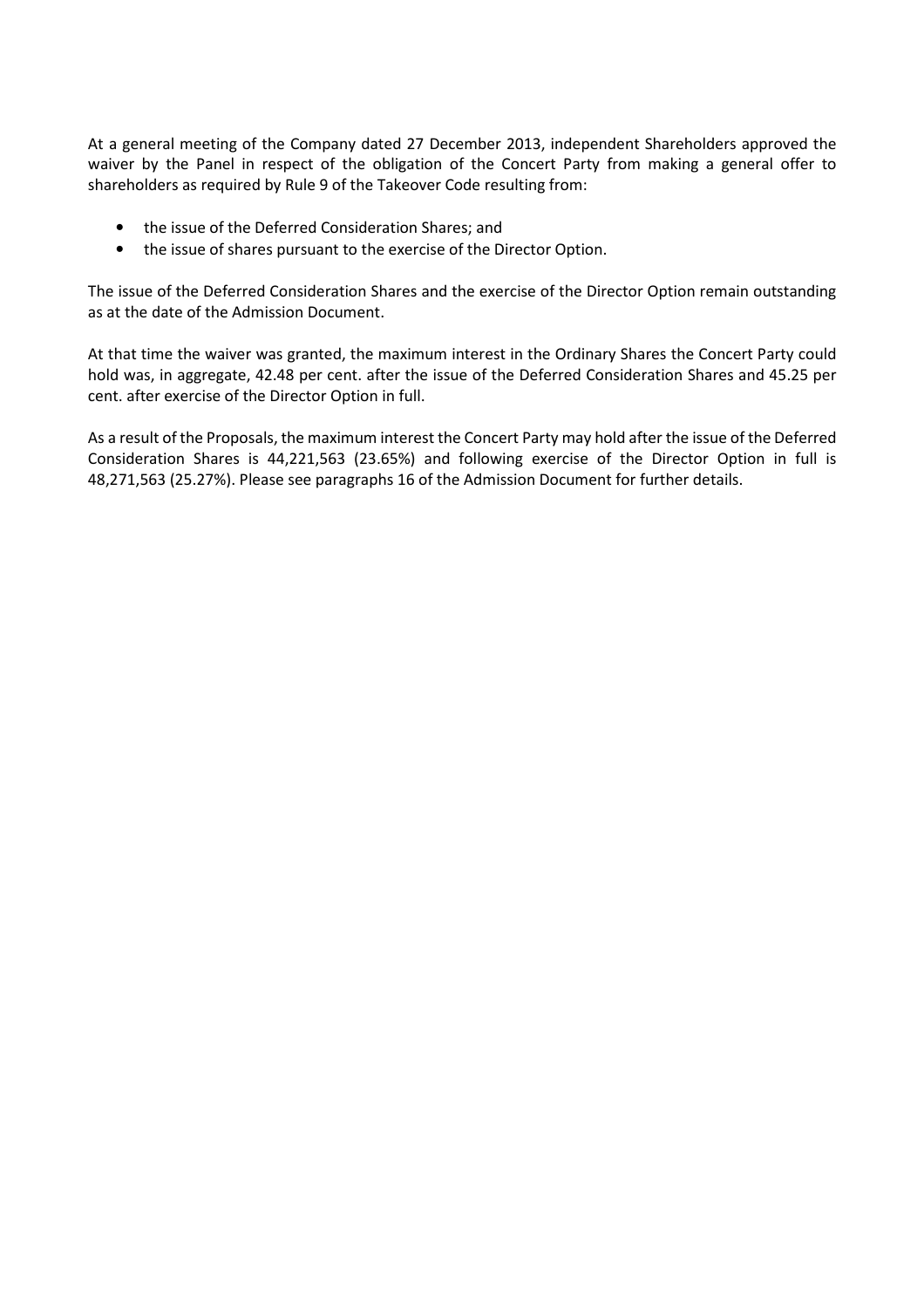At a general meeting of the Company dated 27 December 2013, independent Shareholders approved the waiver by the Panel in respect of the obligation of the Concert Party from making a general offer to shareholders as required by Rule 9 of the Takeover Code resulting from:

- the issue of the Deferred Consideration Shares; and
- the issue of shares pursuant to the exercise of the Director Option.

The issue of the Deferred Consideration Shares and the exercise of the Director Option remain outstanding as at the date of the Admission Document.

At that time the waiver was granted, the maximum interest in the Ordinary Shares the Concert Party could hold was, in aggregate, 42.48 per cent. after the issue of the Deferred Consideration Shares and 45.25 per cent. after exercise of the Director Option in full.

As a result of the Proposals, the maximum interest the Concert Party may hold after the issue of the Deferred Consideration Shares is 44,221,563 (23.65%) and following exercise of the Director Option in full is 48,271,563 (25.27%). Please see paragraphs 16 of the Admission Document for further details.